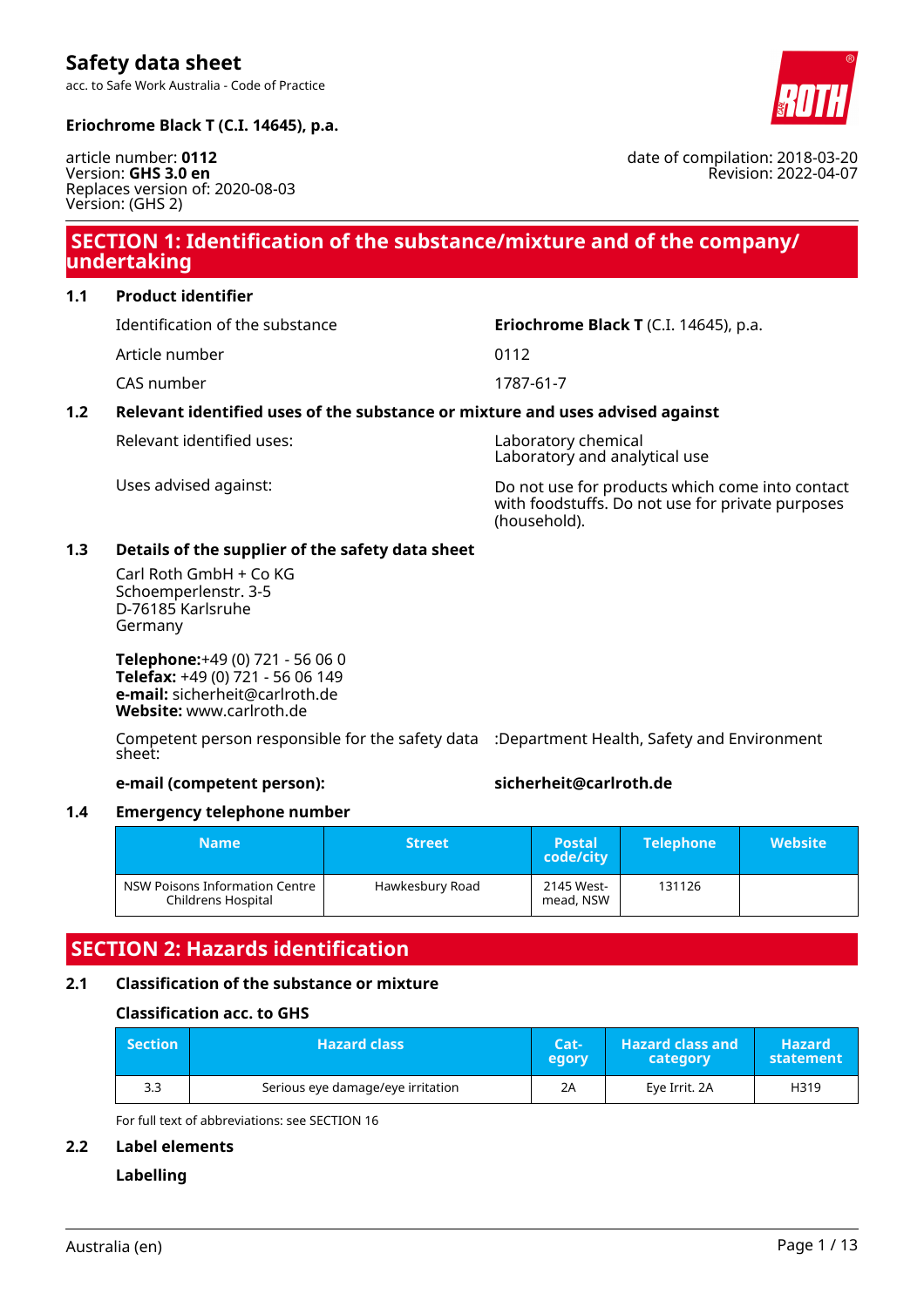# Safety data sheet

acc. to Safe Work Australia - Code of Practice

**Eriochrome Black T (C.I. 14645), p.a.**

article number: **0112**
Version: **GHS 3.0 en**
Replaces version of: 2020-08-03
Version: (GHS 2)

date of compilation: 2018-03-20
Revision: 2022-04-07

## SECTION 1: Identification of the substance/mixture and of the company/undertaking

### 1.1 Product identifier

| | |
|---|---|
| Identification of the substance | **Eriochrome Black T** (C.I. 14645), p.a. |
| Article number | 0112 |
| CAS number | 1787-61-7 |

### 1.2 Relevant identified uses of the substance or mixture and uses advised against

| | |
|---|---|
| Relevant identified uses: | Laboratory chemical<br>Laboratory and analytical use |
| Uses advised against: | Do not use for products which come into contact with foodstuffs. Do not use for private purposes (household). |

### 1.3 Details of the supplier of the safety data sheet

Carl Roth GmbH + Co KG
Schoemperlenstr. 3-5
D-76185 Karlsruhe
Germany

**Telephone:**+49 (0) 721 - 56 06 0
**Telefax:** +49 (0) 721 - 56 06 149
**e-mail:** sicherheit@carlroth.de
**Website:** www.carlroth.de

Competent person responsible for the safety data sheet: :Department Health, Safety and Environment

**e-mail (competent person):** **sicherheit@carlroth.de**

### 1.4 Emergency telephone number

| Name | Street | Postal code/city | Telephone | Website |
|---|---|---|---|---|
| NSW Poisons Information Centre Childrens Hospital | Hawkesbury Road | 2145 Westmead, NSW | 131126 | |

## SECTION 2: Hazards identification

### 2.1 Classification of the substance or mixture

**Classification acc. to GHS**

| Section | Hazard class | Category | Hazard class and category | Hazard statement |
|---|---|---|---|---|
| 3.3 | Serious eye damage/eye irritation | 2A | Eye Irrit. 2A | H319 |

For full text of abbreviations: see SECTION 16

### 2.2 Label elements

**Labelling**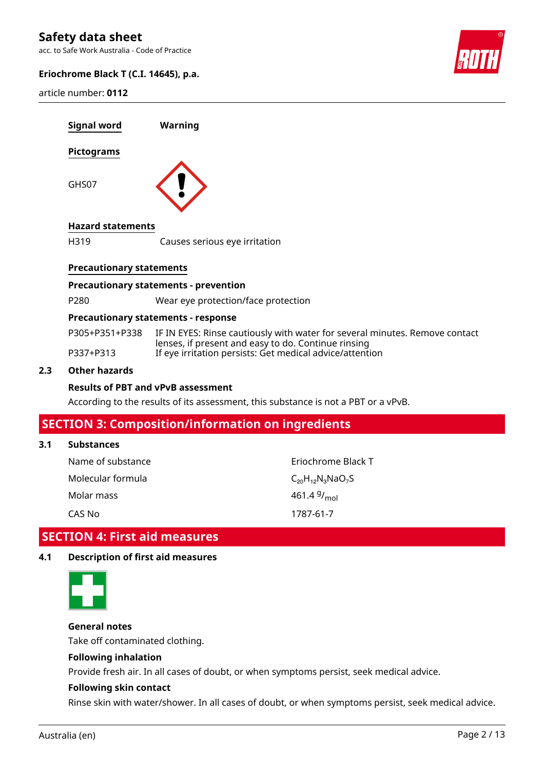**Signal word** Warning

**Pictograms**

GHS07

**Hazard statements**

| | |
|---|---|
| H319 | Causes serious eye irritation |

**Precautionary statements**

**Precautionary statements - prevention**

| | |
|---|---|
| P280 | Wear eye protection/face protection |

**Precautionary statements - response**

| | |
|---|---|
| P305+P351+P338 | IF IN EYES: Rinse cautiously with water for several minutes. Remove contact lenses, if present and easy to do. Continue rinsing |
| P337+P313 | If eye irritation persists: Get medical advice/attention |

### 2.3 Other hazards

**Results of PBT and vPvB assessment**

According to the results of its assessment, this substance is not a PBT or a vPvB.

## SECTION 3: Composition/information on ingredients

### 3.1 Substances

| | |
|---|---|
| Name of substance | Eriochrome Black T |
| Molecular formula | $C_{20}H_{12}N_3NaO_7S$ |
| Molar mass | 461.4 $^{g}/_{mol}$ |
| CAS No | 1787-61-7 |

## SECTION 4: First aid measures

### 4.1 Description of first aid measures

**General notes**

Take off contaminated clothing.

**Following inhalation**

Provide fresh air. In all cases of doubt, or when symptoms persist, seek medical advice.

**Following skin contact**

Rinse skin with water/shower. In all cases of doubt, or when symptoms persist, seek medical advice.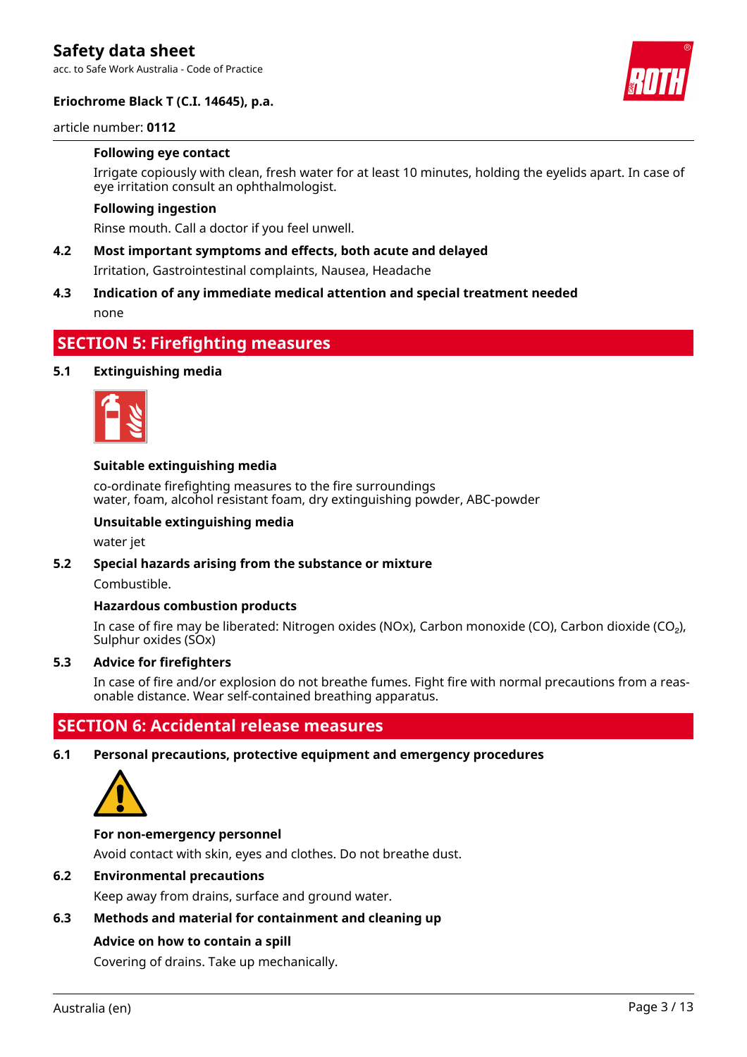### Following eye contact

Irrigate copiously with clean, fresh water for at least 10 minutes, holding the eyelids apart. In case of eye irritation consult an ophthalmologist.

### Following ingestion

Rinse mouth. Call a doctor if you feel unwell.

### 4.2 Most important symptoms and effects, both acute and delayed

Irritation, Gastrointestinal complaints, Nausea, Headache

### 4.3 Indication of any immediate medical attention and special treatment needed

none

## SECTION 5: Firefighting measures

### 5.1 Extinguishing media

#### Suitable extinguishing media

co-ordinate firefighting measures to the fire surroundings
water, foam, alcohol resistant foam, dry extinguishing powder, ABC-powder

#### Unsuitable extinguishing media

water jet

### 5.2 Special hazards arising from the substance or mixture

Combustible.

#### Hazardous combustion products

In case of fire may be liberated: Nitrogen oxides (NOx), Carbon monoxide (CO), Carbon dioxide ($CO_2$), Sulphur oxides (SOx)

### 5.3 Advice for firefighters

In case of fire and/or explosion do not breathe fumes. Fight fire with normal precautions from a reasonable distance. Wear self-contained breathing apparatus.

## SECTION 6: Accidental release measures

### 6.1 Personal precautions, protective equipment and emergency procedures

#### For non-emergency personnel

Avoid contact with skin, eyes and clothes. Do not breathe dust.

### 6.2 Environmental precautions

Keep away from drains, surface and ground water.

### 6.3 Methods and material for containment and cleaning up

#### Advice on how to contain a spill

Covering of drains. Take up mechanically.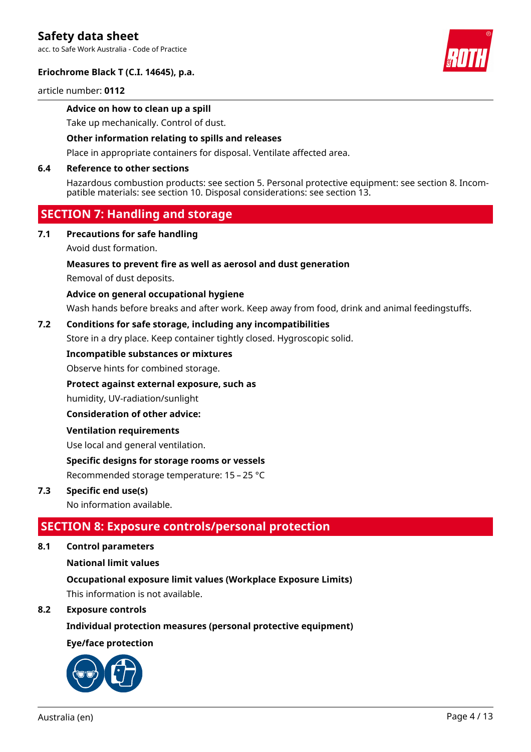**Advice on how to clean up a spill**

Take up mechanically. Control of dust.

**Other information relating to spills and releases**

Place in appropriate containers for disposal. Ventilate affected area.

**6.4 Reference to other sections**

Hazardous combustion products: see section 5. Personal protective equipment: see section 8. Incompatible materials: see section 10. Disposal considerations: see section 13.

## SECTION 7: Handling and storage

**7.1 Precautions for safe handling**

Avoid dust formation.

**Measures to prevent fire as well as aerosol and dust generation**

Removal of dust deposits.

**Advice on general occupational hygiene**

Wash hands before breaks and after work. Keep away from food, drink and animal feedingstuffs.

**7.2 Conditions for safe storage, including any incompatibilities**

Store in a dry place. Keep container tightly closed. Hygroscopic solid.

**Incompatible substances or mixtures**

Observe hints for combined storage.

**Protect against external exposure, such as**

humidity, UV-radiation/sunlight

**Consideration of other advice:**

**Ventilation requirements**

Use local and general ventilation.

**Specific designs for storage rooms or vessels**

Recommended storage temperature: 15 – 25 °C

**7.3 Specific end use(s)**

No information available.

## SECTION 8: Exposure controls/personal protection

**8.1 Control parameters**

**National limit values**

**Occupational exposure limit values (Workplace Exposure Limits)**

This information is not available.

**8.2 Exposure controls**

**Individual protection measures (personal protective equipment)**

**Eye/face protection**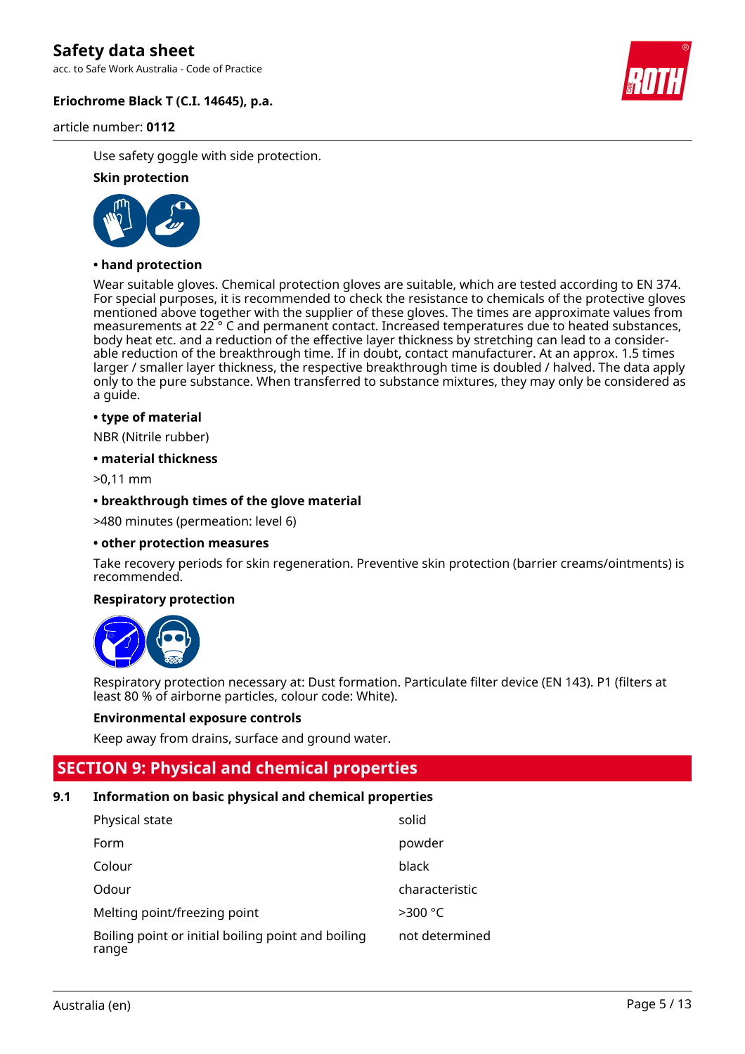Use safety goggle with side protection.

**Skin protection**

**• hand protection**

Wear suitable gloves. Chemical protection gloves are suitable, which are tested according to EN 374. For special purposes, it is recommended to check the resistance to chemicals of the protective gloves mentioned above together with the supplier of these gloves. The times are approximate values from measurements at 22 ° C and permanent contact. Increased temperatures due to heated substances, body heat etc. and a reduction of the effective layer thickness by stretching can lead to a considerable reduction of the breakthrough time. If in doubt, contact manufacturer. At an approx. 1.5 times larger / smaller layer thickness, the respective breakthrough time is doubled / halved. The data apply only to the pure substance. When transferred to substance mixtures, they may only be considered as a guide.

**• type of material**

NBR (Nitrile rubber)

**• material thickness**

>0,11 mm

**• breakthrough times of the glove material**

>480 minutes (permeation: level 6)

**• other protection measures**

Take recovery periods for skin regeneration. Preventive skin protection (barrier creams/ointments) is recommended.

**Respiratory protection**

Respiratory protection necessary at: Dust formation. Particulate filter device (EN 143). P1 (filters at least 80 % of airborne particles, colour code: White).

**Environmental exposure controls**

Keep away from drains, surface and ground water.

## SECTION 9: Physical and chemical properties

### 9.1 Information on basic physical and chemical properties

| | |
|---|---|
| Physical state | solid |
| Form | powder |
| Colour | black |
| Odour | characteristic |
| Melting point/freezing point | >300 °C |
| Boiling point or initial boiling point and boiling range | not determined |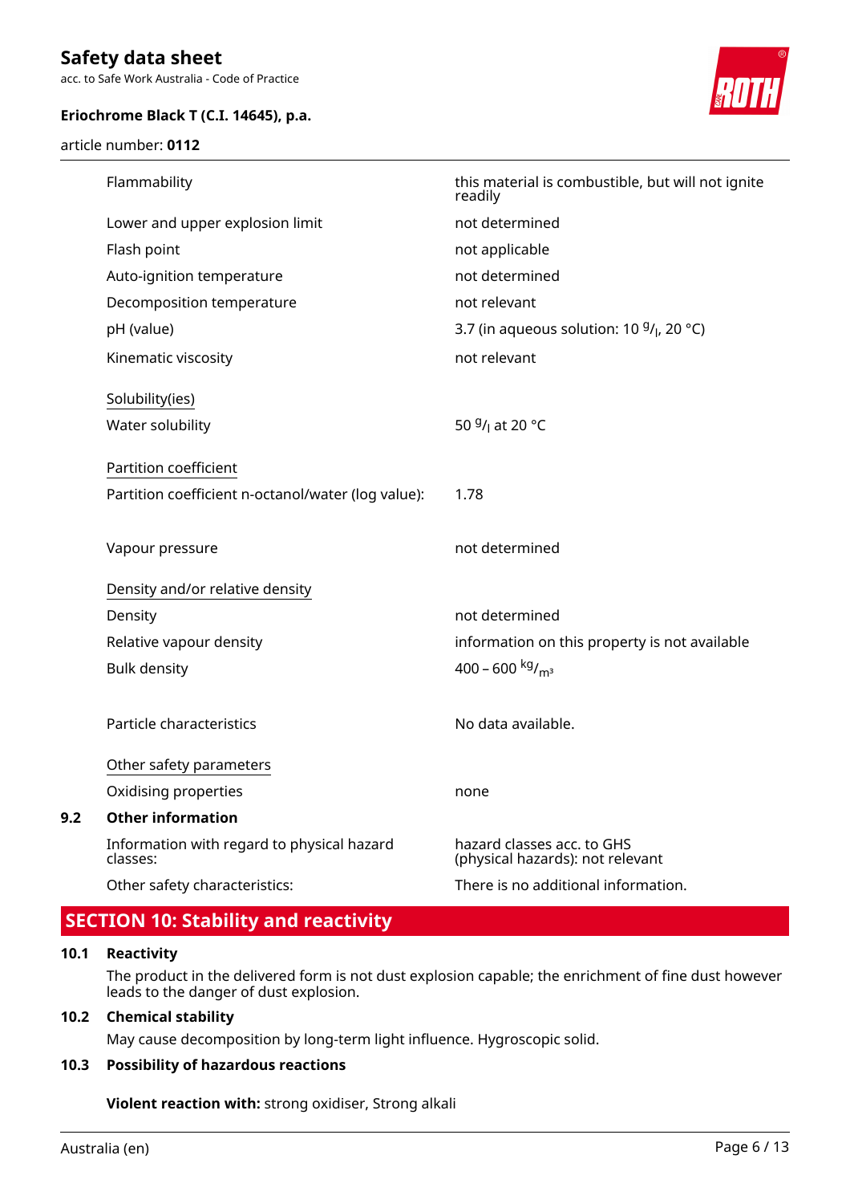| | |
|---|---|
| Flammability | this material is combustible, but will not ignite readily |
| Lower and upper explosion limit | not determined |
| Flash point | not applicable |
| Auto-ignition temperature | not determined |
| Decomposition temperature | not relevant |
| pH (value) | 3.7 (in aqueous solution: 10 $^{g}/_{l}$, 20 °C) |
| Kinematic viscosity | not relevant |

Solubility(ies)

| | |
|---|---|
| Water solubility | 50 $^{g}/_{l}$ at 20 °C |

Partition coefficient

| | |
|---|---|
| Partition coefficient n-octanol/water (log value): | 1.78 |
| Vapour pressure | not determined |

Density and/or relative density

| | |
|---|---|
| Density | not determined |
| Relative vapour density | information on this property is not available |
| Bulk density | 400 – 600 $^{kg}/_{m^3}$ |
| Particle characteristics | No data available. |

Other safety parameters

| | |
|---|---|
| Oxidising properties | none |

### 9.2 Other information

| | |
|---|---|
| Information with regard to physical hazard classes: | hazard classes acc. to GHS (physical hazards): not relevant |
| Other safety characteristics: | There is no additional information. |

## SECTION 10: Stability and reactivity

### 10.1 Reactivity

The product in the delivered form is not dust explosion capable; the enrichment of fine dust however leads to the danger of dust explosion.

### 10.2 Chemical stability

May cause decomposition by long-term light influence. Hygroscopic solid.

### 10.3 Possibility of hazardous reactions

**Violent reaction with:** strong oxidiser, Strong alkali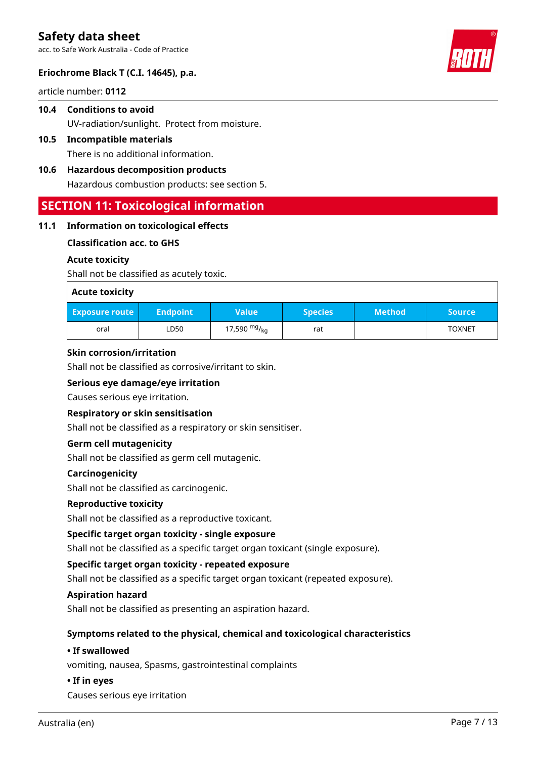### 10.4 Conditions to avoid

UV-radiation/sunlight. Protect from moisture.

### 10.5 Incompatible materials

There is no additional information.

### 10.6 Hazardous decomposition products

Hazardous combustion products: see section 5.

## SECTION 11: Toxicological information

### 11.1 Information on toxicological effects

**Classification acc. to GHS**

**Acute toxicity**

Shall not be classified as acutely toxic.

| Acute toxicity | | | | | |
|---|---|---|---|---|---|
| Exposure route | Endpoint | Value | Species | Method | Source |
| oral | LD50 | 17,590 $^{mg}/_{kg}$ | rat | | TOXNET |

**Skin corrosion/irritation**

Shall not be classified as corrosive/irritant to skin.

**Serious eye damage/eye irritation**

Causes serious eye irritation.

**Respiratory or skin sensitisation**

Shall not be classified as a respiratory or skin sensitiser.

**Germ cell mutagenicity**

Shall not be classified as germ cell mutagenic.

**Carcinogenicity**

Shall not be classified as carcinogenic.

**Reproductive toxicity**

Shall not be classified as a reproductive toxicant.

**Specific target organ toxicity - single exposure**

Shall not be classified as a specific target organ toxicant (single exposure).

**Specific target organ toxicity - repeated exposure**

Shall not be classified as a specific target organ toxicant (repeated exposure).

**Aspiration hazard**

Shall not be classified as presenting an aspiration hazard.

**Symptoms related to the physical, chemical and toxicological characteristics**

**• If swallowed**

vomiting, nausea, Spasms, gastrointestinal complaints

**• If in eyes**

Causes serious eye irritation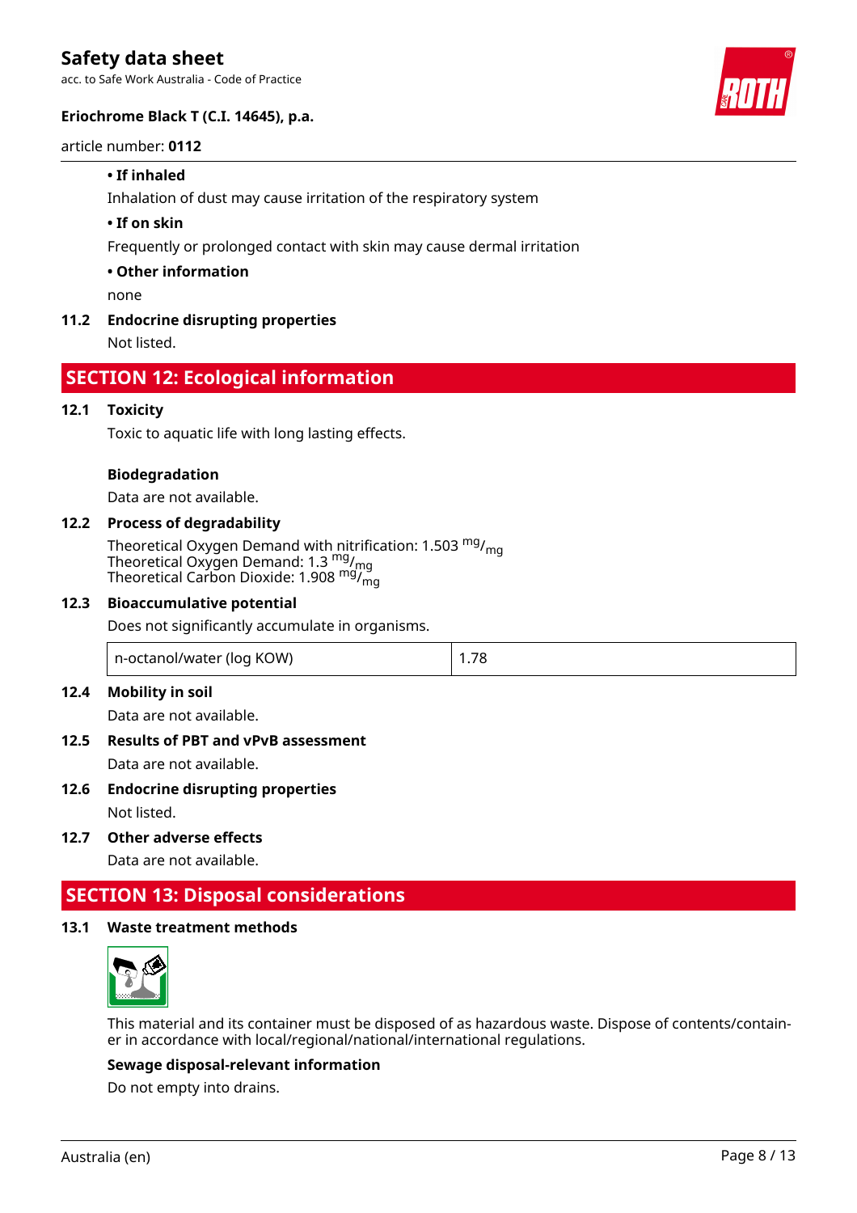**• If inhaled**

Inhalation of dust may cause irritation of the respiratory system

**• If on skin**

Frequently or prolonged contact with skin may cause dermal irritation

**• Other information**

none

**11.2 Endocrine disrupting properties**

Not listed.

## SECTION 12: Ecological information

**12.1 Toxicity**

Toxic to aquatic life with long lasting effects.

**Biodegradation**

Data are not available.

**12.2 Process of degradability**

Theoretical Oxygen Demand with nitrification: 1.503 $^{mg}/_{mg}$
Theoretical Oxygen Demand: 1.3 $^{mg}/_{mg}$
Theoretical Carbon Dioxide: 1.908 $^{mg}/_{mg}$

**12.3 Bioaccumulative potential**

Does not significantly accumulate in organisms.

| n-octanol/water (log KOW) | 1.78 |
|---|---|

**12.4 Mobility in soil**

Data are not available.

**12.5 Results of PBT and vPvB assessment**

Data are not available.

**12.6 Endocrine disrupting properties**

Not listed.

**12.7 Other adverse effects**

Data are not available.

## SECTION 13: Disposal considerations

**13.1 Waste treatment methods**

This material and its container must be disposed of as hazardous waste. Dispose of contents/container in accordance with local/regional/national/international regulations.

**Sewage disposal-relevant information**

Do not empty into drains.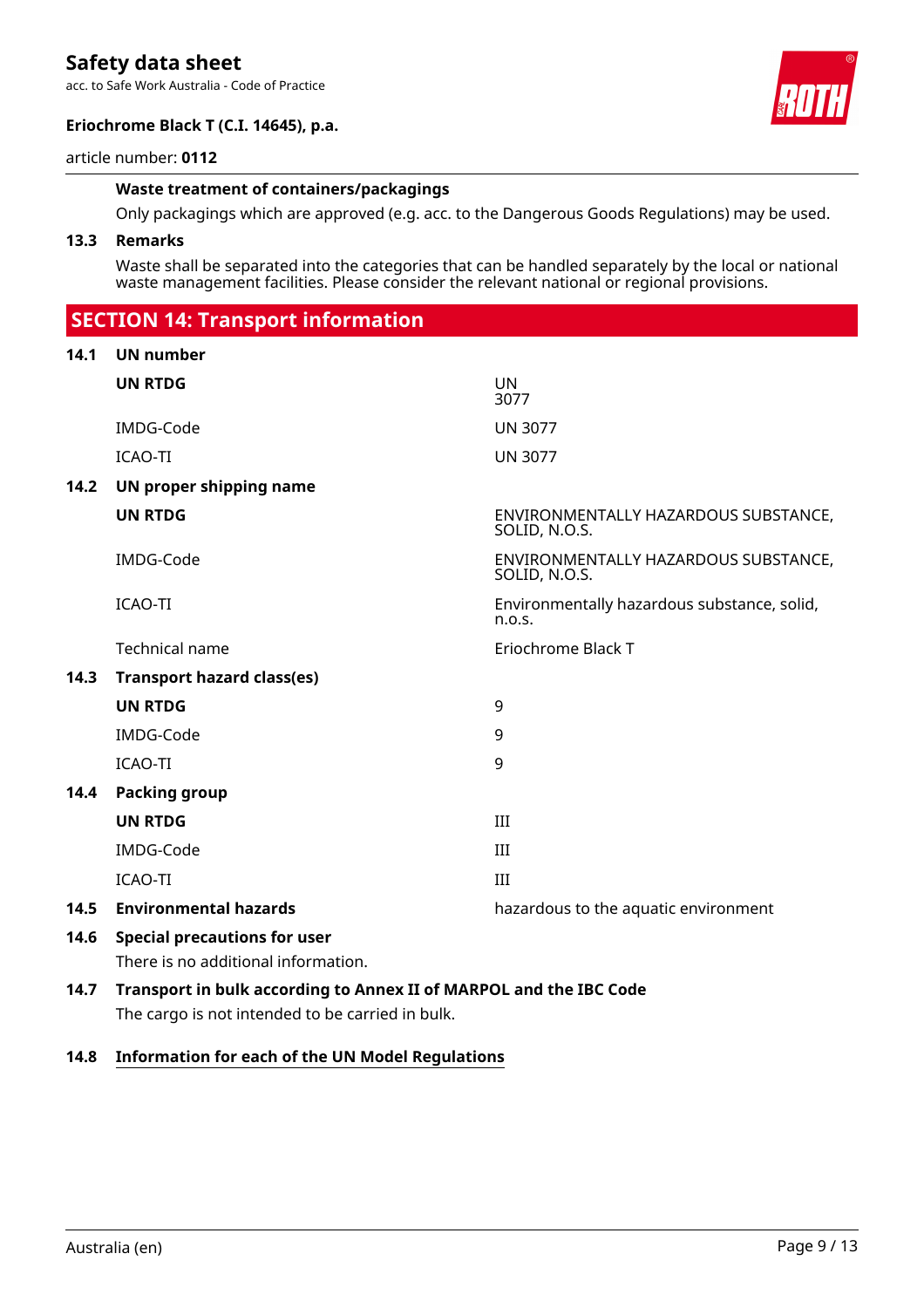**Waste treatment of containers/packagings**

Only packagings which are approved (e.g. acc. to the Dangerous Goods Regulations) may be used.

**13.3 Remarks**

Waste shall be separated into the categories that can be handled separately by the local or national waste management facilities. Please consider the relevant national or regional provisions.

## SECTION 14: Transport information

**14.1 UN number**

| | |
|---|---|
| **UN RTDG** | UN 3077 |
| IMDG-Code | UN 3077 |
| ICAO-TI | UN 3077 |

**14.2 UN proper shipping name**

| | |
|---|---|
| **UN RTDG** | ENVIRONMENTALLY HAZARDOUS SUBSTANCE, SOLID, N.O.S. |
| IMDG-Code | ENVIRONMENTALLY HAZARDOUS SUBSTANCE, SOLID, N.O.S. |
| ICAO-TI | Environmentally hazardous substance, solid, n.o.s. |
| Technical name | Eriochrome Black T |

**14.3 Transport hazard class(es)**

| | |
|---|---|
| **UN RTDG** | 9 |
| IMDG-Code | 9 |
| ICAO-TI | 9 |

**14.4 Packing group**

| | |
|---|---|
| **UN RTDG** | III |
| IMDG-Code | III |
| ICAO-TI | III |

**14.5 Environmental hazards** — hazardous to the aquatic environment

**14.6 Special precautions for user**

There is no additional information.

**14.7 Transport in bulk according to Annex II of MARPOL and the IBC Code**

The cargo is not intended to be carried in bulk.

**14.8 Information for each of the UN Model Regulations**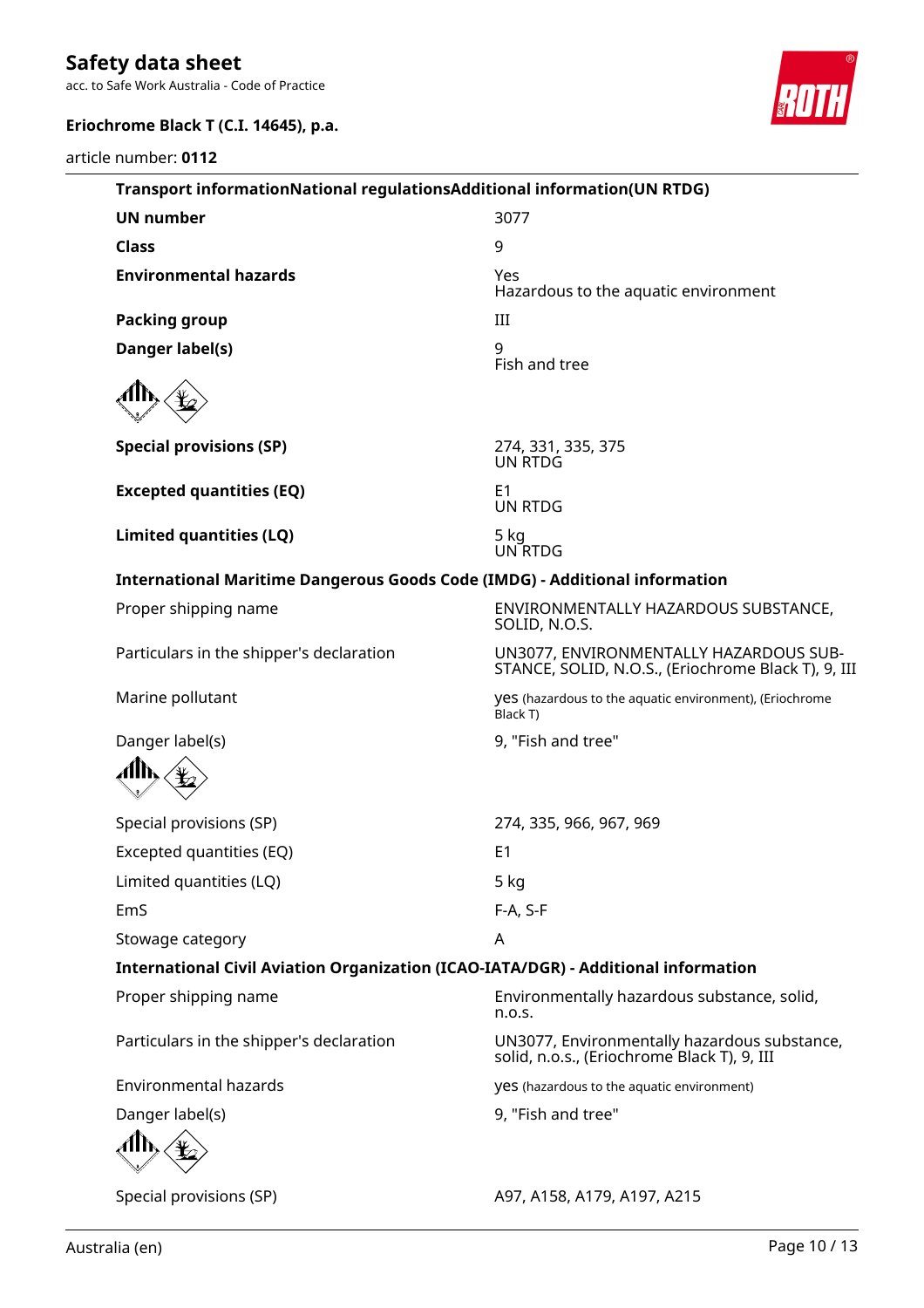**Transport informationNational regulationsAdditional information(UN RTDG)**

| | |
|---|---|
| **UN number** | 3077 |
| **Class** | 9 |
| **Environmental hazards** | Yes<br>Hazardous to the aquatic environment |
| **Packing group** | III |
| **Danger label(s)** | 9<br>Fish and tree |
| **Special provisions (SP)** | 274, 331, 335, 375<br>UN RTDG |
| **Excepted quantities (EQ)** | E1<br>UN RTDG |
| **Limited quantities (LQ)** | 5 kg<br>UN RTDG |

**International Maritime Dangerous Goods Code (IMDG) - Additional information**

| | |
|---|---|
| Proper shipping name | ENVIRONMENTALLY HAZARDOUS SUBSTANCE, SOLID, N.O.S. |
| Particulars in the shipper's declaration | UN3077, ENVIRONMENTALLY HAZARDOUS SUBSTANCE, SOLID, N.O.S., (Eriochrome Black T), 9, III |
| Marine pollutant | yes (hazardous to the aquatic environment), (Eriochrome Black T) |
| Danger label(s) | 9, "Fish and tree" |
| Special provisions (SP) | 274, 335, 966, 967, 969 |
| Excepted quantities (EQ) | E1 |
| Limited quantities (LQ) | 5 kg |
| EmS | F-A, S-F |
| Stowage category | A |

**International Civil Aviation Organization (ICAO-IATA/DGR) - Additional information**

| | |
|---|---|
| Proper shipping name | Environmentally hazardous substance, solid, n.o.s. |
| Particulars in the shipper's declaration | UN3077, Environmentally hazardous substance, solid, n.o.s., (Eriochrome Black T), 9, III |
| Environmental hazards | yes (hazardous to the aquatic environment) |
| Danger label(s) | 9, "Fish and tree" |
| Special provisions (SP) | A97, A158, A179, A197, A215 |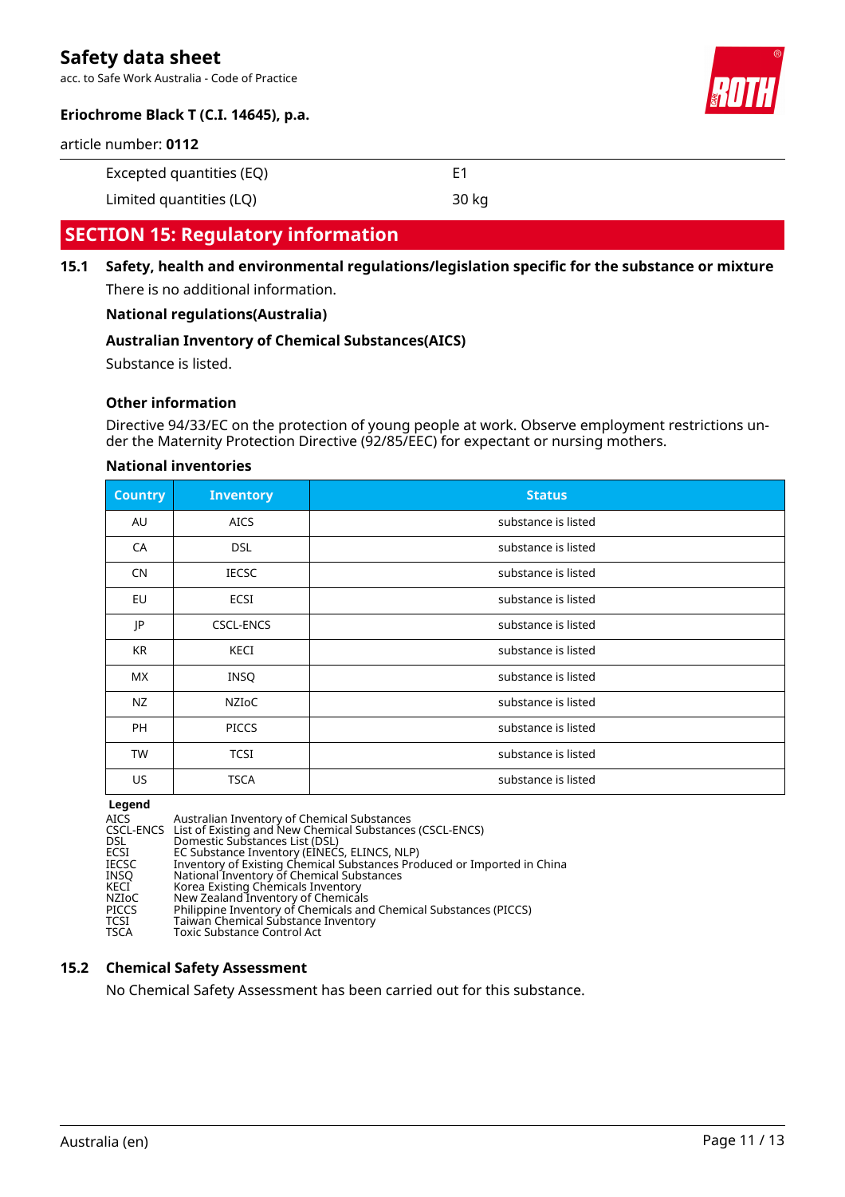| | |
|---|---|
| Excepted quantities (EQ) | E1 |
| Limited quantities (LQ) | 30 kg |

## SECTION 15: Regulatory information

### 15.1 Safety, health and environmental regulations/legislation specific for the substance or mixture

There is no additional information.

**National regulations(Australia)**

**Australian Inventory of Chemical Substances(AICS)**

Substance is listed.

**Other information**

Directive 94/33/EC on the protection of young people at work. Observe employment restrictions under the Maternity Protection Directive (92/85/EEC) for expectant or nursing mothers.

**National inventories**

| Country | Inventory | Status |
|---|---|---|
| AU | AICS | substance is listed |
| CA | DSL | substance is listed |
| CN | IECSC | substance is listed |
| EU | ECSI | substance is listed |
| JP | CSCL-ENCS | substance is listed |
| KR | KECI | substance is listed |
| MX | INSQ | substance is listed |
| NZ | NZIoC | substance is listed |
| PH | PICCS | substance is listed |
| TW | TCSI | substance is listed |
| US | TSCA | substance is listed |

**Legend**

| | |
|---|---|
| AICS | Australian Inventory of Chemical Substances |
| CSCL-ENCS | List of Existing and New Chemical Substances (CSCL-ENCS) |
| DSL | Domestic Substances List (DSL) |
| ECSI | EC Substance Inventory (EINECS, ELINCS, NLP) |
| IECSC | Inventory of Existing Chemical Substances Produced or Imported in China |
| INSQ | National Inventory of Chemical Substances |
| KECI | Korea Existing Chemicals Inventory |
| NZIoC | New Zealand Inventory of Chemicals |
| PICCS | Philippine Inventory of Chemicals and Chemical Substances (PICCS) |
| TCSI | Taiwan Chemical Substance Inventory |
| TSCA | Toxic Substance Control Act |

### 15.2 Chemical Safety Assessment

No Chemical Safety Assessment has been carried out for this substance.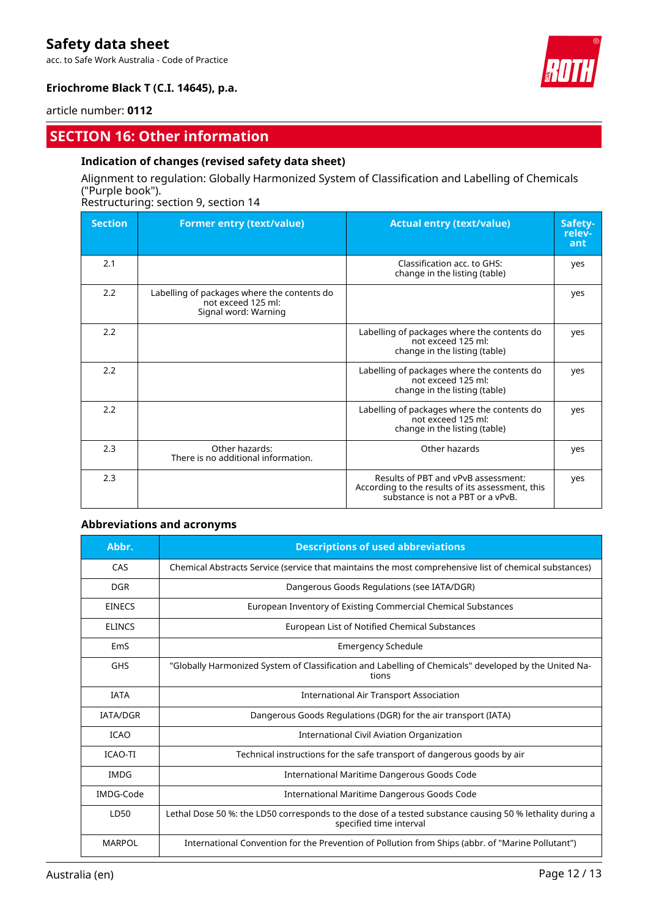## SECTION 16: Other information

### Indication of changes (revised safety data sheet)

Alignment to regulation: Globally Harmonized System of Classification and Labelling of Chemicals ("Purple book").

Restructuring: section 9, section 14

| Section | Former entry (text/value) | Actual entry (text/value) | Safety-relevant |
|---|---|---|---|
| 2.1 | | Classification acc. to GHS: change in the listing (table) | yes |
| 2.2 | Labelling of packages where the contents do not exceed 125 ml: Signal word: Warning | | yes |
| 2.2 | | Labelling of packages where the contents do not exceed 125 ml: change in the listing (table) | yes |
| 2.2 | | Labelling of packages where the contents do not exceed 125 ml: change in the listing (table) | yes |
| 2.2 | | Labelling of packages where the contents do not exceed 125 ml: change in the listing (table) | yes |
| 2.3 | Other hazards: There is no additional information. | Other hazards | yes |
| 2.3 | | Results of PBT and vPvB assessment: According to the results of its assessment, this substance is not a PBT or a vPvB. | yes |

### Abbreviations and acronyms

| Abbr. | Descriptions of used abbreviations |
|---|---|
| CAS | Chemical Abstracts Service (service that maintains the most comprehensive list of chemical substances) |
| DGR | Dangerous Goods Regulations (see IATA/DGR) |
| EINECS | European Inventory of Existing Commercial Chemical Substances |
| ELINCS | European List of Notified Chemical Substances |
| EmS | Emergency Schedule |
| GHS | "Globally Harmonized System of Classification and Labelling of Chemicals" developed by the United Nations |
| IATA | International Air Transport Association |
| IATA/DGR | Dangerous Goods Regulations (DGR) for the air transport (IATA) |
| ICAO | International Civil Aviation Organization |
| ICAO-TI | Technical instructions for the safe transport of dangerous goods by air |
| IMDG | International Maritime Dangerous Goods Code |
| IMDG-Code | International Maritime Dangerous Goods Code |
| LD50 | Lethal Dose 50 %: the LD50 corresponds to the dose of a tested substance causing 50 % lethality during a specified time interval |
| MARPOL | International Convention for the Prevention of Pollution from Ships (abbr. of "Marine Pollutant") |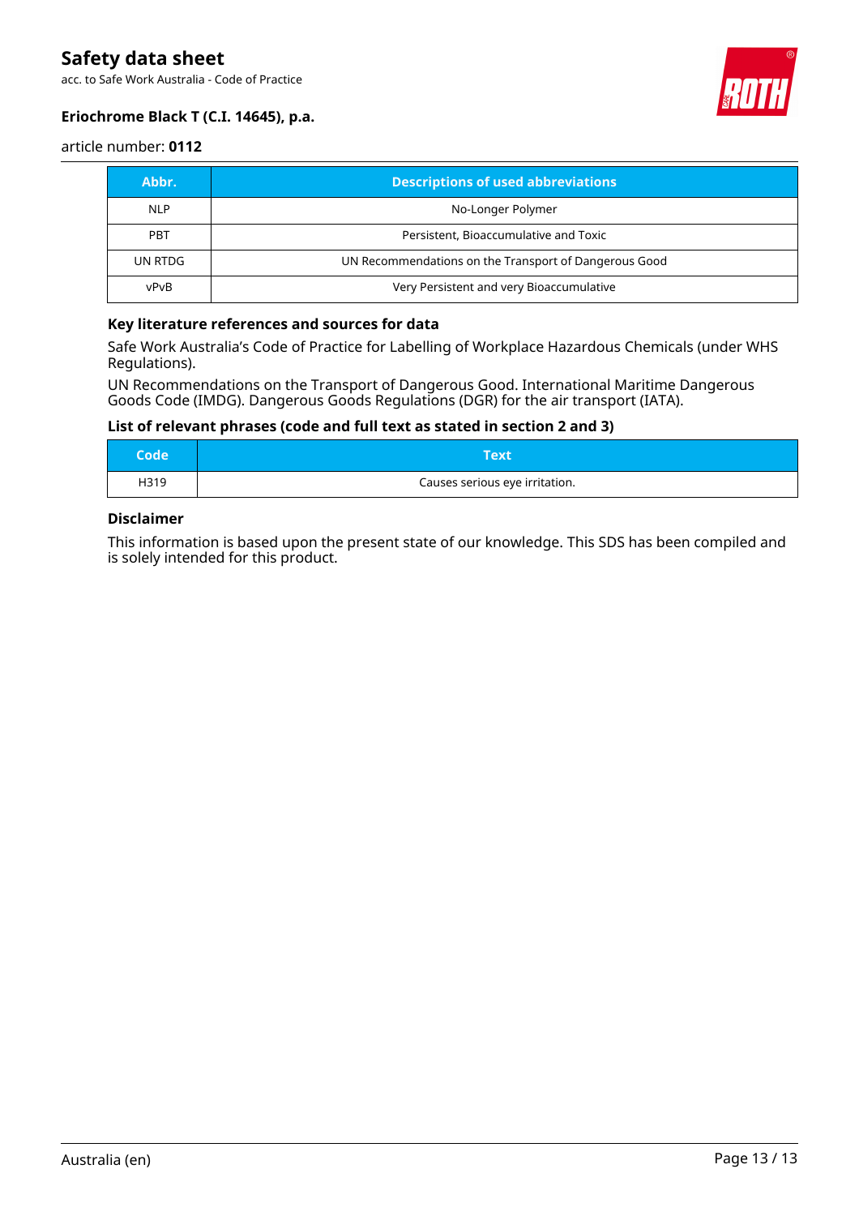| Abbr. | Descriptions of used abbreviations |
|---|---|
| NLP | No-Longer Polymer |
| PBT | Persistent, Bioaccumulative and Toxic |
| UN RTDG | UN Recommendations on the Transport of Dangerous Good |
| vPvB | Very Persistent and very Bioaccumulative |

### Key literature references and sources for data

Safe Work Australia's Code of Practice for Labelling of Workplace Hazardous Chemicals (under WHS Regulations).

UN Recommendations on the Transport of Dangerous Good. International Maritime Dangerous Goods Code (IMDG). Dangerous Goods Regulations (DGR) for the air transport (IATA).

### List of relevant phrases (code and full text as stated in section 2 and 3)

| Code | Text |
|---|---|
| H319 | Causes serious eye irritation. |

### Disclaimer

This information is based upon the present state of our knowledge. This SDS has been compiled and is solely intended for this product.